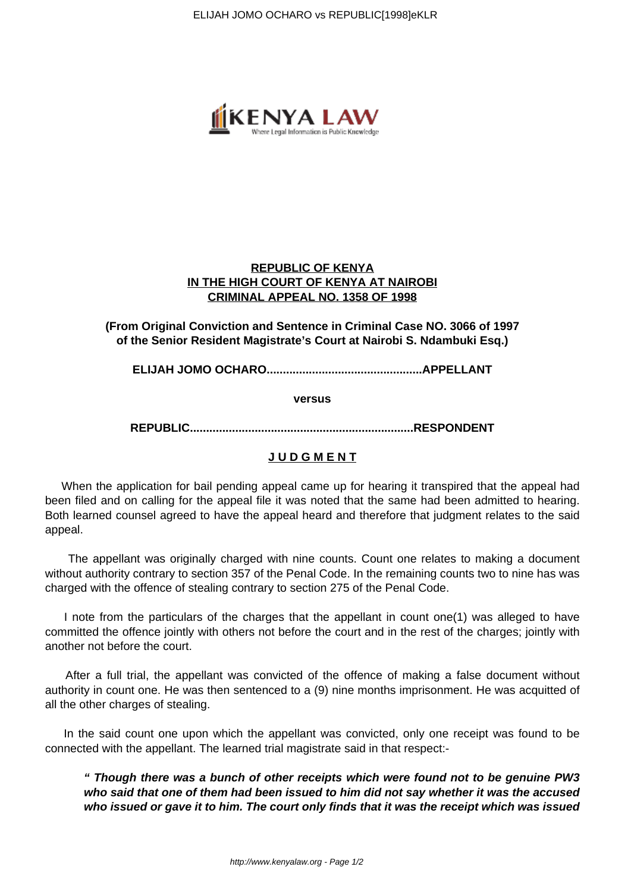**REPUBLIC OF KENYA**
**IN THE HIGH COURT OF KENYA AT NAIROBI**
**CRIMINAL APPEAL NO. 1358 OF 1998**

**(From Original Conviction and Sentence in Criminal Case NO. 3066 of 1997 of the Senior Resident Magistrate's Court at Nairobi S. Ndambuki Esq.)**

**ELIJAH JOMO OCHARO................................................APPELLANT**

**versus**

**REPUBLIC....................................................................RESPONDENT**

## J U D G M E N T

When the application for bail pending appeal came up for hearing it transpired that the appeal had been filed and on calling for the appeal file it was noted that the same had been admitted to hearing. Both learned counsel agreed to have the appeal heard and therefore that judgment relates to the said appeal.

The appellant was originally charged with nine counts. Count one relates to making a document without authority contrary to section 357 of the Penal Code. In the remaining counts two to nine has was charged with the offence of stealing contrary to section 275 of the Penal Code.

I note from the particulars of the charges that the appellant in count one(1) was alleged to have committed the offence jointly with others not before the court and in the rest of the charges; jointly with another not before the court.

After a full trial, the appellant was convicted of the offence of making a false document without authority in count one. He was then sentenced to a (9) nine months imprisonment. He was acquitted of all the other charges of stealing.

In the said count one upon which the appellant was convicted, only one receipt was found to be connected with the appellant. The learned trial magistrate said in that respect:-

> ***" Though there was a bunch of other receipts which were found not to be genuine PW3 who said that one of them had been issued to him did not say whether it was the accused who issued or gave it to him. The court only finds that it was the receipt which was issued***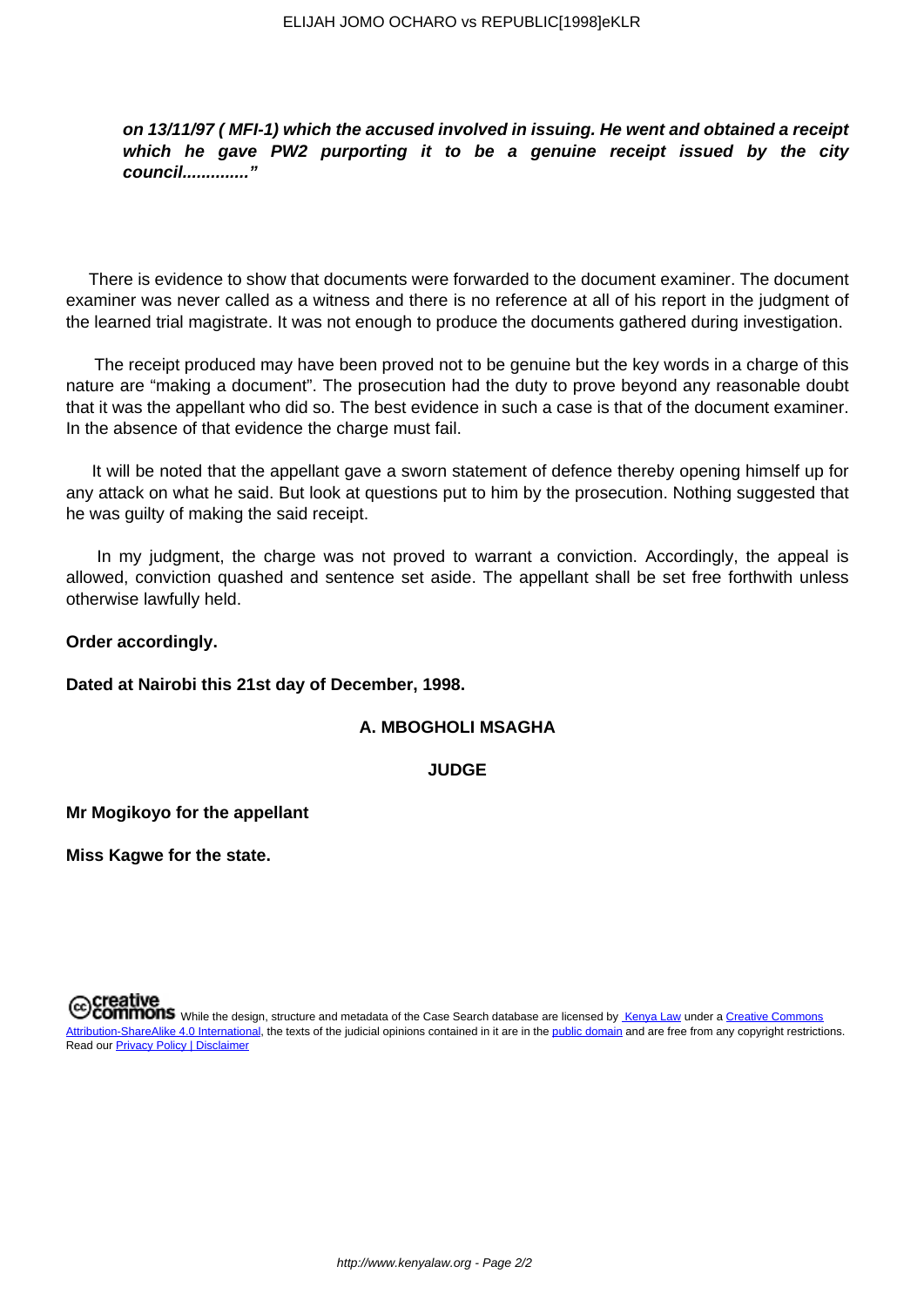**on 13/11/97 ( MFI-1) which the accused involved in issuing. He went and obtained a receipt which he gave PW2 purporting it to be a genuine receipt issued by the city council.............”**

There is evidence to show that documents were forwarded to the document examiner. The document examiner was never called as a witness and there is no reference at all of his report in the judgment of the learned trial magistrate. It was not enough to produce the documents gathered during investigation.

The receipt produced may have been proved not to be genuine but the key words in a charge of this nature are “making a document”. The prosecution had the duty to prove beyond any reasonable doubt that it was the appellant who did so. The best evidence in such a case is that of the document examiner. In the absence of that evidence the charge must fail.

It will be noted that the appellant gave a sworn statement of defence thereby opening himself up for any attack on what he said. But look at questions put to him by the prosecution. Nothing suggested that he was guilty of making the said receipt.

In my judgment, the charge was not proved to warrant a conviction. Accordingly, the appeal is allowed, conviction quashed and sentence set aside. The appellant shall be set free forthwith unless otherwise lawfully held.

**Order accordingly.**

**Dated at Nairobi this 21st day of December, 1998.**

**A. MBOGHOLI MSAGHA**

**JUDGE**

**Mr Mogikoyo for the appellant**

**Miss Kagwe for the state.**

While the design, structure and metadata of the Case Search database are licensed by Kenya Law under a Creative Commons Attribution-ShareAlike 4.0 International, the texts of the judicial opinions contained in it are in the public domain and are free from any copyright restrictions. Read our Privacy Policy | Disclaimer